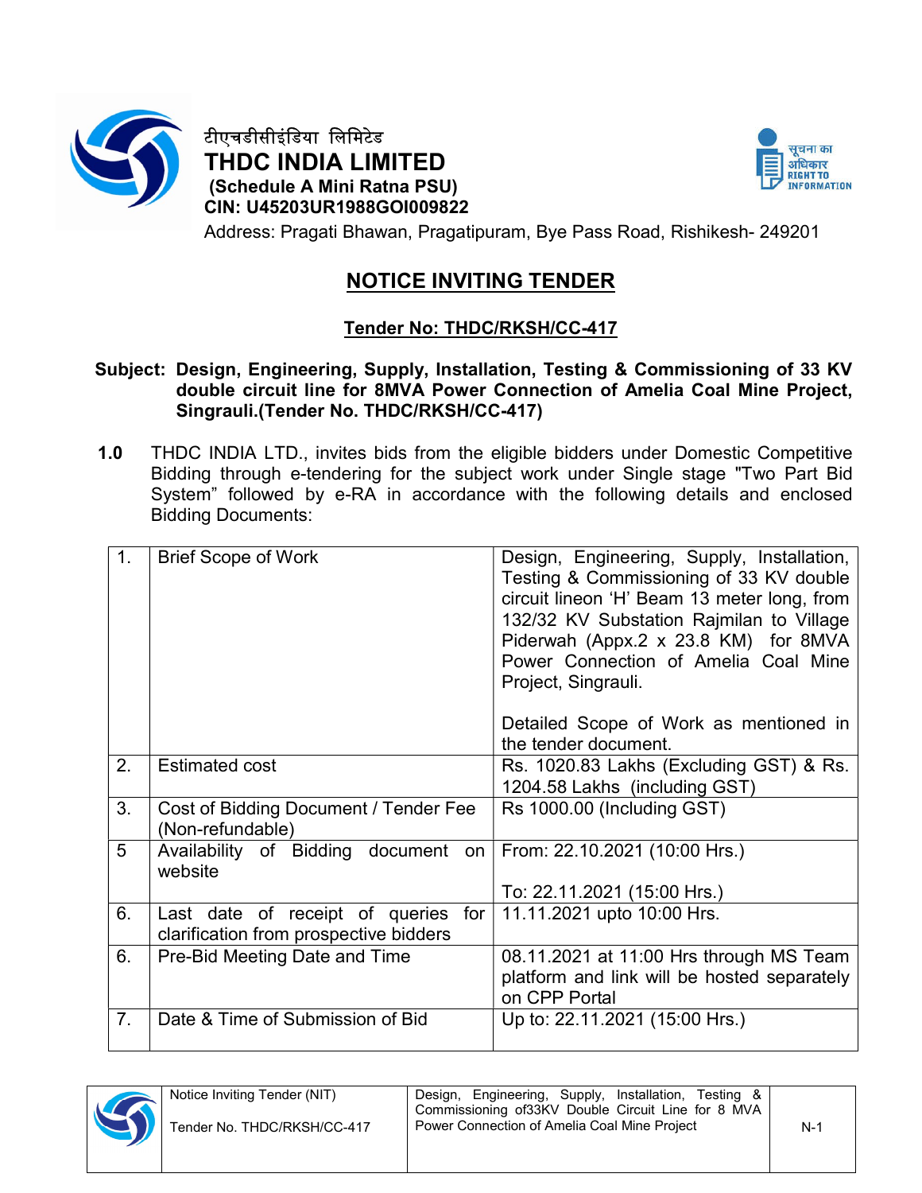टीएचडीसीइंडिया लिमिटेड

**THDC INDIA LIMITED**

**(Schedule A Mini Ratna PSU)**

**CIN: U45203UR1988GOI009822**

Address: Pragati Bhawan, Pragatipuram, Bye Pass Road, Rishikesh- 249201

सूचना का अधिकार RIGHT TO INFORMATION

# NOTICE INVITING TENDER

## Tender No: THDC/RKSH/CC-417

**Subject: Design, Engineering, Supply, Installation, Testing & Commissioning of 33 KV double circuit line for 8MVA Power Connection of Amelia Coal Mine Project, Singrauli.(Tender No. THDC/RKSH/CC-417)**

**1.0** THDC INDIA LTD., invites bids from the eligible bidders under Domestic Competitive Bidding through e-tendering for the subject work under Single stage "Two Part Bid System" followed by e-RA in accordance with the following details and enclosed Bidding Documents:

| | | |
|---|---|---|
| 1. | Brief Scope of Work | Design, Engineering, Supply, Installation, Testing & Commissioning of 33 KV double circuit lineon 'H' Beam 13 meter long, from 132/32 KV Substation Rajmilan to Village Piderwah (Appx.2 x 23.8 KM) for 8MVA Power Connection of Amelia Coal Mine Project, Singrauli.<br><br>Detailed Scope of Work as mentioned in the tender document. |
| 2. | Estimated cost | Rs. 1020.83 Lakhs (Excluding GST) & Rs. 1204.58 Lakhs (including GST) |
| 3. | Cost of Bidding Document / Tender Fee (Non-refundable) | Rs 1000.00 (Including GST) |
| 5 | Availability of Bidding document on website | From: 22.10.2021 (10:00 Hrs.)<br><br>To: 22.11.2021 (15:00 Hrs.) |
| 6. | Last date of receipt of queries for clarification from prospective bidders | 11.11.2021 upto 10:00 Hrs. |
| 6. | Pre-Bid Meeting Date and Time | 08.11.2021 at 11:00 Hrs through MS Team platform and link will be hosted separately on CPP Portal |
| 7. | Date & Time of Submission of Bid | Up to: 22.11.2021 (15:00 Hrs.) |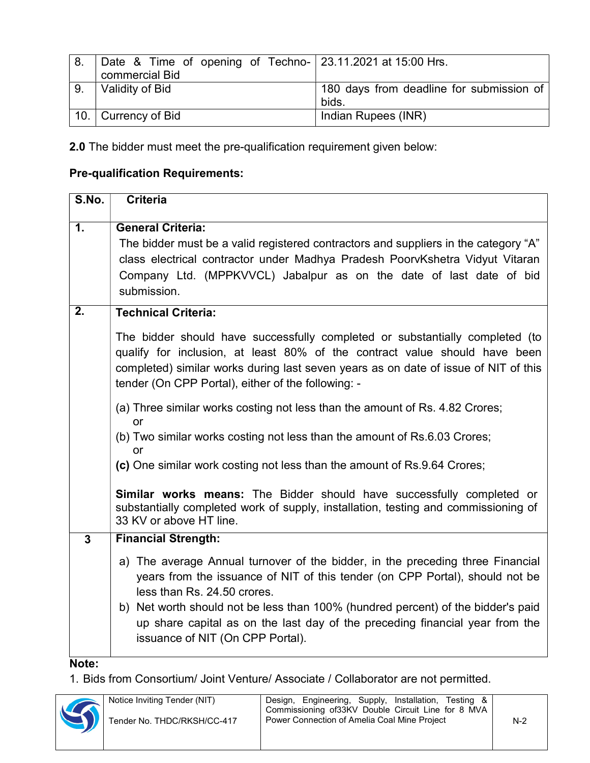| 8. | Date & Time of opening of Techno-commercial Bid | 23.11.2021 at 15:00 Hrs. |
|---|---|---|
| 9. | Validity of Bid | 180 days from deadline for submission of bids. |
| 10. | Currency of Bid | Indian Rupees (INR) |

**2.0** The bidder must meet the pre-qualification requirement given below:

**Pre-qualification Requirements:**

| S.No. | Criteria |
|---|---|
| **1.** | **General Criteria:** The bidder must be a valid registered contractors and suppliers in the category "A" class electrical contractor under Madhya Pradesh PoorvKshetra Vidyut Vitaran Company Ltd. (MPPKVVCL) Jabalpur as on the date of last date of bid submission. |
| **2.** | **Technical Criteria:** The bidder should have successfully completed or substantially completed (to qualify for inclusion, at least 80% of the contract value should have been completed) similar works during last seven years as on date of issue of NIT of this tender (On CPP Portal), either of the following: - (a) Three similar works costing not less than the amount of Rs. 4.82 Crores; or (b) Two similar works costing not less than the amount of Rs.6.03 Crores; or **(c)** One similar work costing not less than the amount of Rs.9.64 Crores; **Similar works means:** The Bidder should have successfully completed or substantially completed work of supply, installation, testing and commissioning of 33 KV or above HT line. |
| **3** | **Financial Strength:** a) The average Annual turnover of the bidder, in the preceding three Financial years from the issuance of NIT of this tender (on CPP Portal), should not be less than Rs. 24.50 crores. b) Net worth should not be less than 100% (hundred percent) of the bidder's paid up share capital as on the last day of the preceding financial year from the issuance of NIT (On CPP Portal). |

**Note:**

1. Bids from Consortium/ Joint Venture/ Associate / Collaborator are not permitted.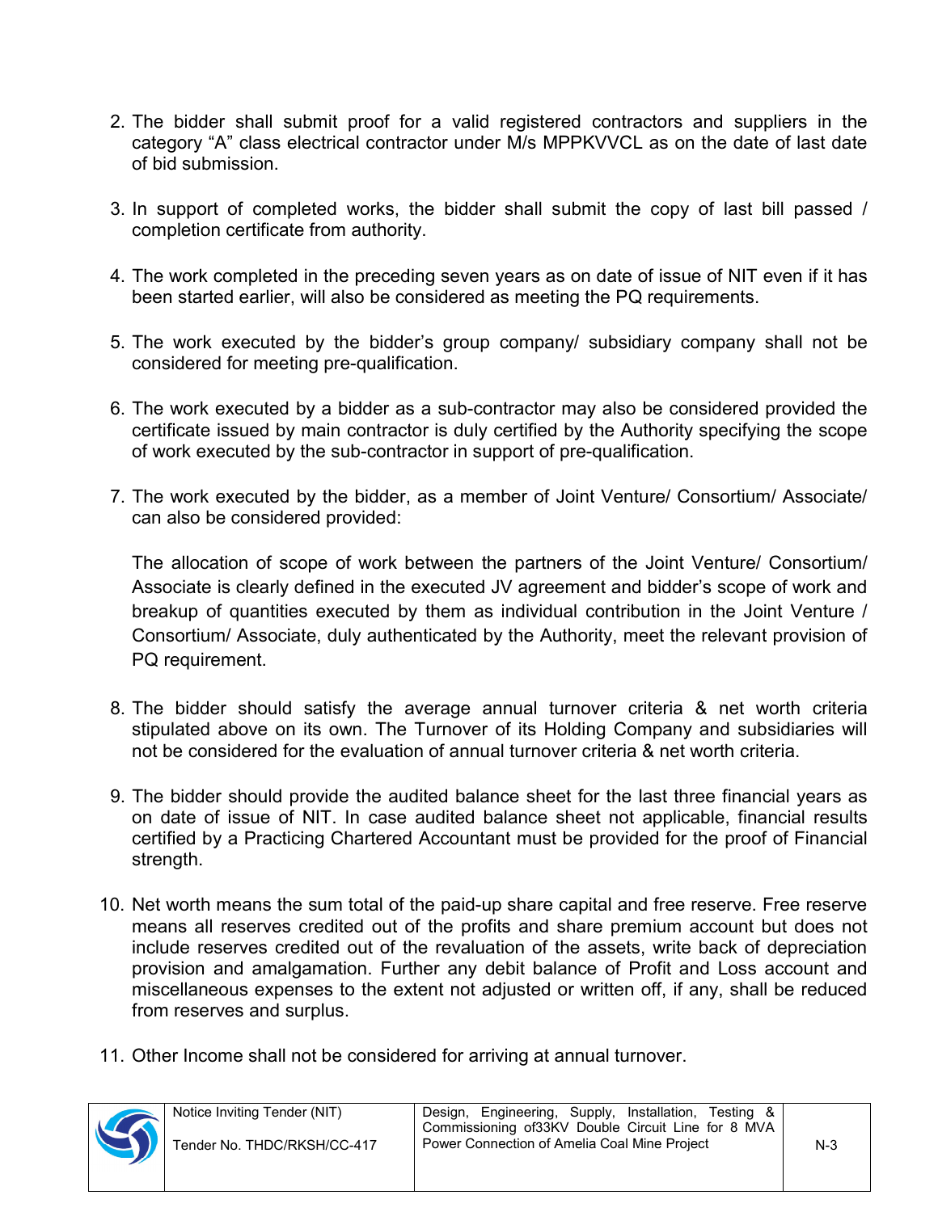2. The bidder shall submit proof for a valid registered contractors and suppliers in the category "A" class electrical contractor under M/s MPPKVVCL as on the date of last date of bid submission.

3. In support of completed works, the bidder shall submit the copy of last bill passed / completion certificate from authority.

4. The work completed in the preceding seven years as on date of issue of NIT even if it has been started earlier, will also be considered as meeting the PQ requirements.

5. The work executed by the bidder's group company/ subsidiary company shall not be considered for meeting pre-qualification.

6. The work executed by a bidder as a sub-contractor may also be considered provided the certificate issued by main contractor is duly certified by the Authority specifying the scope of work executed by the sub-contractor in support of pre-qualification.

7. The work executed by the bidder, as a member of Joint Venture/ Consortium/ Associate/ can also be considered provided:

   The allocation of scope of work between the partners of the Joint Venture/ Consortium/ Associate is clearly defined in the executed JV agreement and bidder's scope of work and breakup of quantities executed by them as individual contribution in the Joint Venture / Consortium/ Associate, duly authenticated by the Authority, meet the relevant provision of PQ requirement.

8. The bidder should satisfy the average annual turnover criteria & net worth criteria stipulated above on its own. The Turnover of its Holding Company and subsidiaries will not be considered for the evaluation of annual turnover criteria & net worth criteria.

9. The bidder should provide the audited balance sheet for the last three financial years as on date of issue of NIT. In case audited balance sheet not applicable, financial results certified by a Practicing Chartered Accountant must be provided for the proof of Financial strength.

10. Net worth means the sum total of the paid-up share capital and free reserve. Free reserve means all reserves credited out of the profits and share premium account but does not include reserves credited out of the revaluation of the assets, write back of depreciation provision and amalgamation. Further any debit balance of Profit and Loss account and miscellaneous expenses to the extent not adjusted or written off, if any, shall be reduced from reserves and surplus.

11. Other Income shall not be considered for arriving at annual turnover.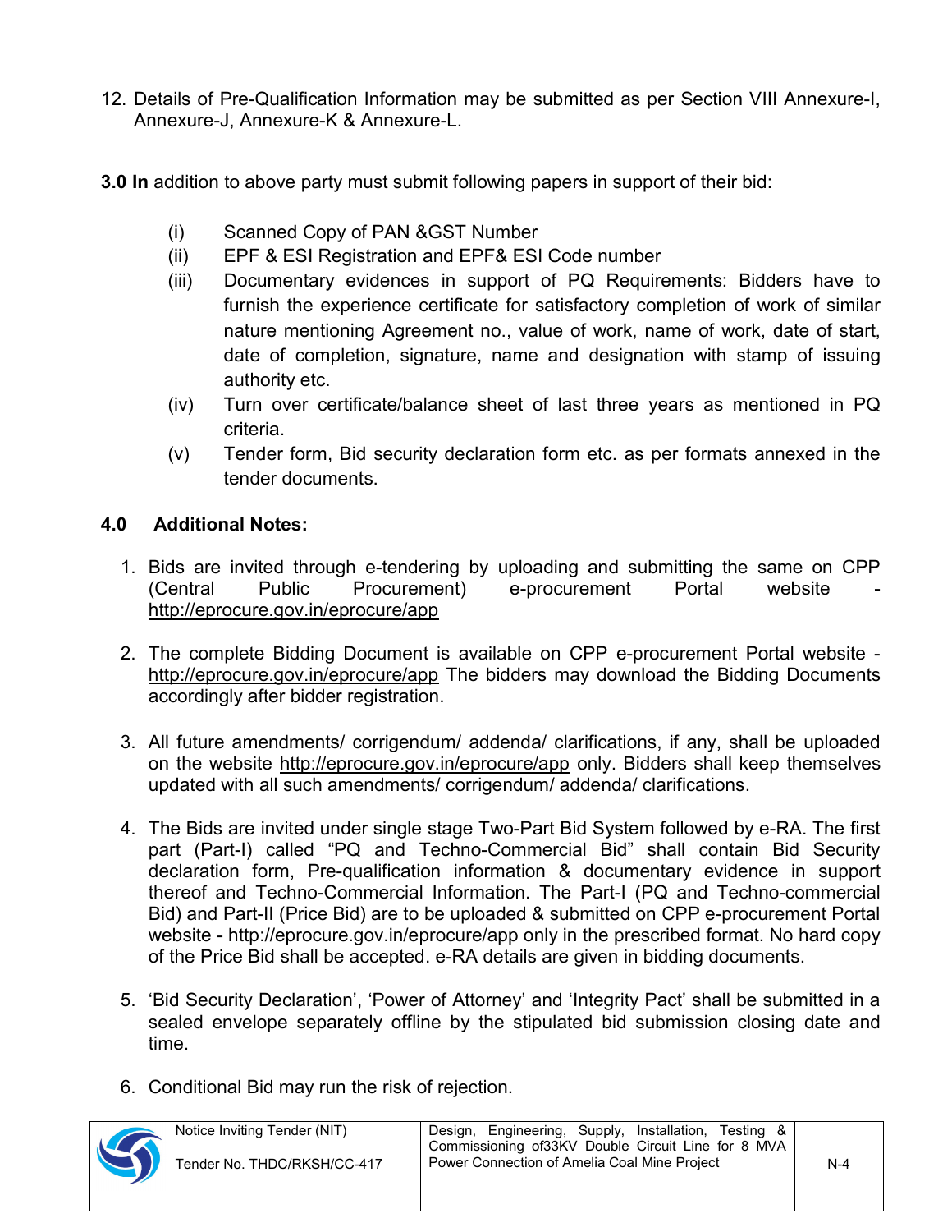12. Details of Pre-Qualification Information may be submitted as per Section VIII Annexure-I, Annexure-J, Annexure-K & Annexure-L.

**3.0 In** addition to above party must submit following papers in support of their bid:

(i) Scanned Copy of PAN &GST Number

(ii) EPF & ESI Registration and EPF& ESI Code number

(iii) Documentary evidences in support of PQ Requirements: Bidders have to furnish the experience certificate for satisfactory completion of work of similar nature mentioning Agreement no., value of work, name of work, date of start, date of completion, signature, name and designation with stamp of issuing authority etc.

(iv) Turn over certificate/balance sheet of last three years as mentioned in PQ criteria.

(v) Tender form, Bid security declaration form etc. as per formats annexed in the tender documents.

## 4.0 Additional Notes:

1. Bids are invited through e-tendering by uploading and submitting the same on CPP (Central Public Procurement) e-procurement Portal website - http://eprocure.gov.in/eprocure/app

2. The complete Bidding Document is available on CPP e-procurement Portal website - http://eprocure.gov.in/eprocure/app The bidders may download the Bidding Documents accordingly after bidder registration.

3. All future amendments/ corrigendum/ addenda/ clarifications, if any, shall be uploaded on the website http://eprocure.gov.in/eprocure/app only. Bidders shall keep themselves updated with all such amendments/ corrigendum/ addenda/ clarifications.

4. The Bids are invited under single stage Two-Part Bid System followed by e-RA. The first part (Part-I) called "PQ and Techno-Commercial Bid" shall contain Bid Security declaration form, Pre-qualification information & documentary evidence in support thereof and Techno-Commercial Information. The Part-I (PQ and Techno-commercial Bid) and Part-II (Price Bid) are to be uploaded & submitted on CPP e-procurement Portal website - http://eprocure.gov.in/eprocure/app only in the prescribed format. No hard copy of the Price Bid shall be accepted. e-RA details are given in bidding documents.

5. 'Bid Security Declaration', 'Power of Attorney' and 'Integrity Pact' shall be submitted in a sealed envelope separately offline by the stipulated bid submission closing date and time.

6. Conditional Bid may run the risk of rejection.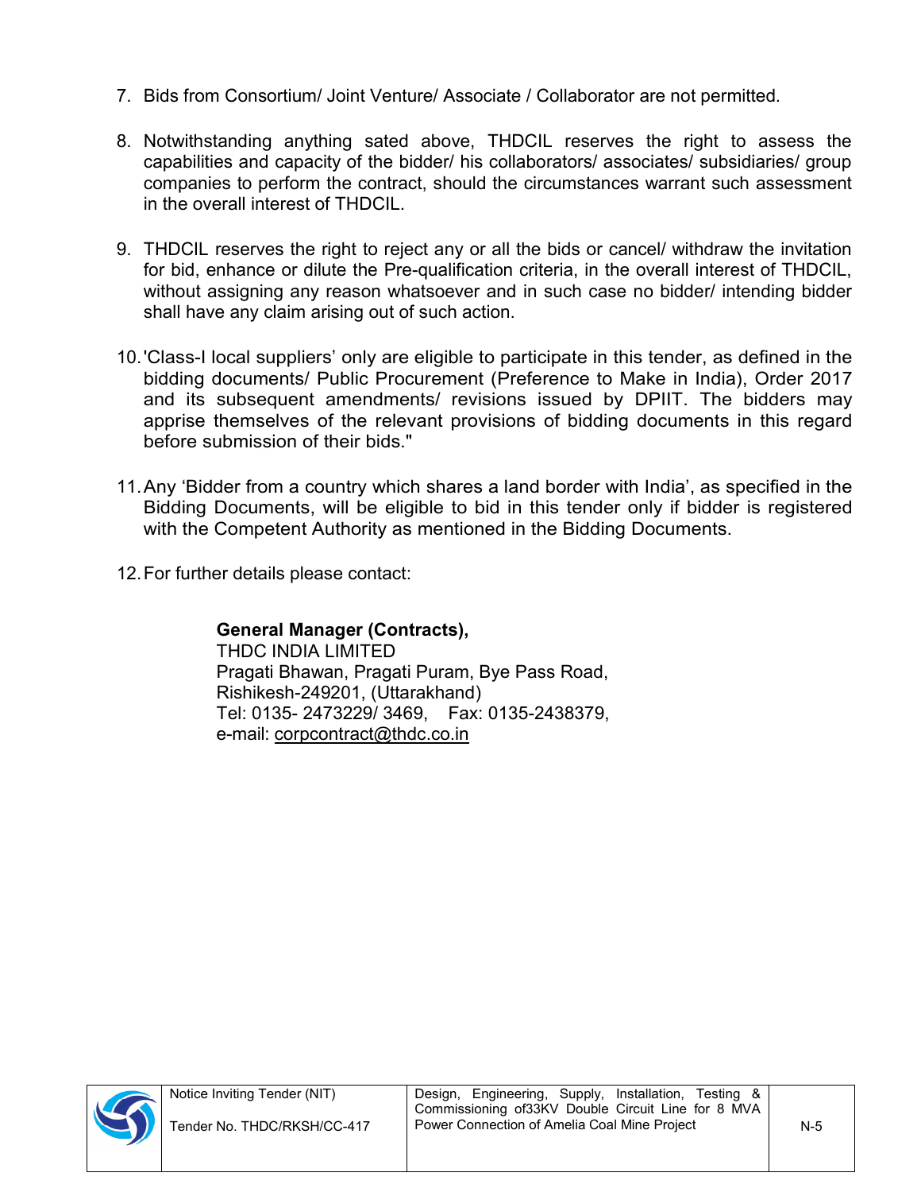7. Bids from Consortium/ Joint Venture/ Associate / Collaborator are not permitted.

8. Notwithstanding anything sated above, THDCIL reserves the right to assess the capabilities and capacity of the bidder/ his collaborators/ associates/ subsidiaries/ group companies to perform the contract, should the circumstances warrant such assessment in the overall interest of THDCIL.

9. THDCIL reserves the right to reject any or all the bids or cancel/ withdraw the invitation for bid, enhance or dilute the Pre-qualification criteria, in the overall interest of THDCIL, without assigning any reason whatsoever and in such case no bidder/ intending bidder shall have any claim arising out of such action.

10. 'Class-I local suppliers' only are eligible to participate in this tender, as defined in the bidding documents/ Public Procurement (Preference to Make in India), Order 2017 and its subsequent amendments/ revisions issued by DPIIT. The bidders may apprise themselves of the relevant provisions of bidding documents in this regard before submission of their bids."

11. Any 'Bidder from a country which shares a land border with India', as specified in the Bidding Documents, will be eligible to bid in this tender only if bidder is registered with the Competent Authority as mentioned in the Bidding Documents.

12. For further details please contact:

**General Manager (Contracts),**
THDC INDIA LIMITED
Pragati Bhawan, Pragati Puram, Bye Pass Road,
Rishikesh-249201, (Uttarakhand)
Tel: 0135- 2473229/ 3469, Fax: 0135-2438379,
e-mail: corpcontract@thdc.co.in